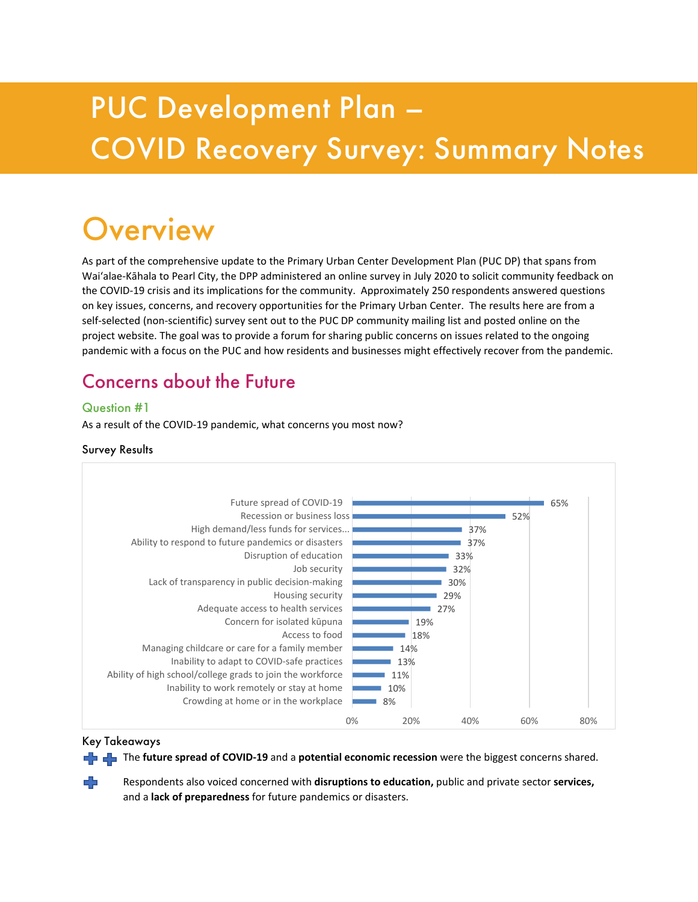# PUC Development Plan – COVID Recovery Survey: Summary Notes

## Overview

As part of the comprehensive update to the Primary Urban Center Development Plan (PUC DP) that spans from Wai'alae-Kāhala to Pearl City, the DPP administered an online survey in July 2020 to solicit community feedback on the COVID-19 crisis and its implications for the community. Approximately 250 respondents answered questions on key issues, concerns, and recovery opportunities for the Primary Urban Center. The results here are from a self-selected (non-scientific) survey sent out to the PUC DP community mailing list and posted online on the project website. The goal was to provide a forum for sharing public concerns on issues related to the ongoing pandemic with a focus on the PUC and how residents and businesses might effectively recover from the pandemic.

## Concerns about the Future

### Question #1

As a result of the COVID-19 pandemic, what concerns you most now?

#### Survey Results

| Concern | Percent |
|---|---|
| Future spread of COVID-19 | 65% |
| Recession or business loss | 52% |
| High demand/less funds for services... | 37% |
| Ability to respond to future pandemics or disasters | 37% |
| Disruption of education | 33% |
| Job security | 32% |
| Lack of transparency in public decision-making | 30% |
| Housing security | 29% |
| Adequate access to health services | 27% |
| Concern for isolated kūpuna | 19% |
| Access to food | 18% |
| Managing childcare or care for a family member | 14% |
| Inability to adapt to COVID-safe practices | 13% |
| Ability of high school/college grads to join the workforce | 11% |
| Inability to work remotely or stay at home | 10% |
| Crowding at home or in the workplace | 8% |

#### Key Takeaways

- The **future spread of COVID-19** and a **potential economic recession** were the biggest concerns shared.
- Respondents also voiced concerned with **disruptions to education,** public and private sector **services,** and a **lack of preparedness** for future pandemics or disasters.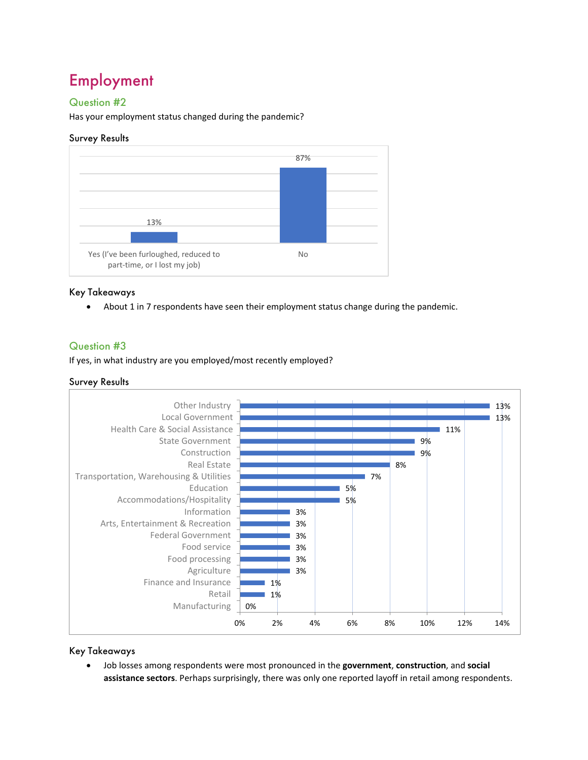# Employment

## Question #2

Has your employment status changed during the pandemic?

### Survey Results

| Response | Percent |
|---|---|
| Yes (I've been furloughed, reduced to part-time, or I lost my job) | 13% |
| No | 87% |

### Key Takeaways

- About 1 in 7 respondents have seen their employment status change during the pandemic.

## Question #3

If yes, in what industry are you employed/most recently employed?

### Survey Results

| Industry | Percent |
|---|---|
| Other Industry | 13% |
| Local Government | 13% |
| Health Care & Social Assistance | 11% |
| State Government | 9% |
| Construction | 9% |
| Real Estate | 8% |
| Transportation, Warehousing & Utilities | 7% |
| Education | 5% |
| Accommodations/Hospitality | 5% |
| Information | 3% |
| Arts, Entertainment & Recreation | 3% |
| Federal Government | 3% |
| Food service | 3% |
| Food processing | 3% |
| Agriculture | 3% |
| Finance and Insurance | 1% |
| Retail | 1% |
| Manufacturing | 0% |

### Key Takeaways

- Job losses among respondents were most pronounced in the **government**, **construction**, and **social assistance sectors**. Perhaps surprisingly, there was only one reported layoff in retail among respondents.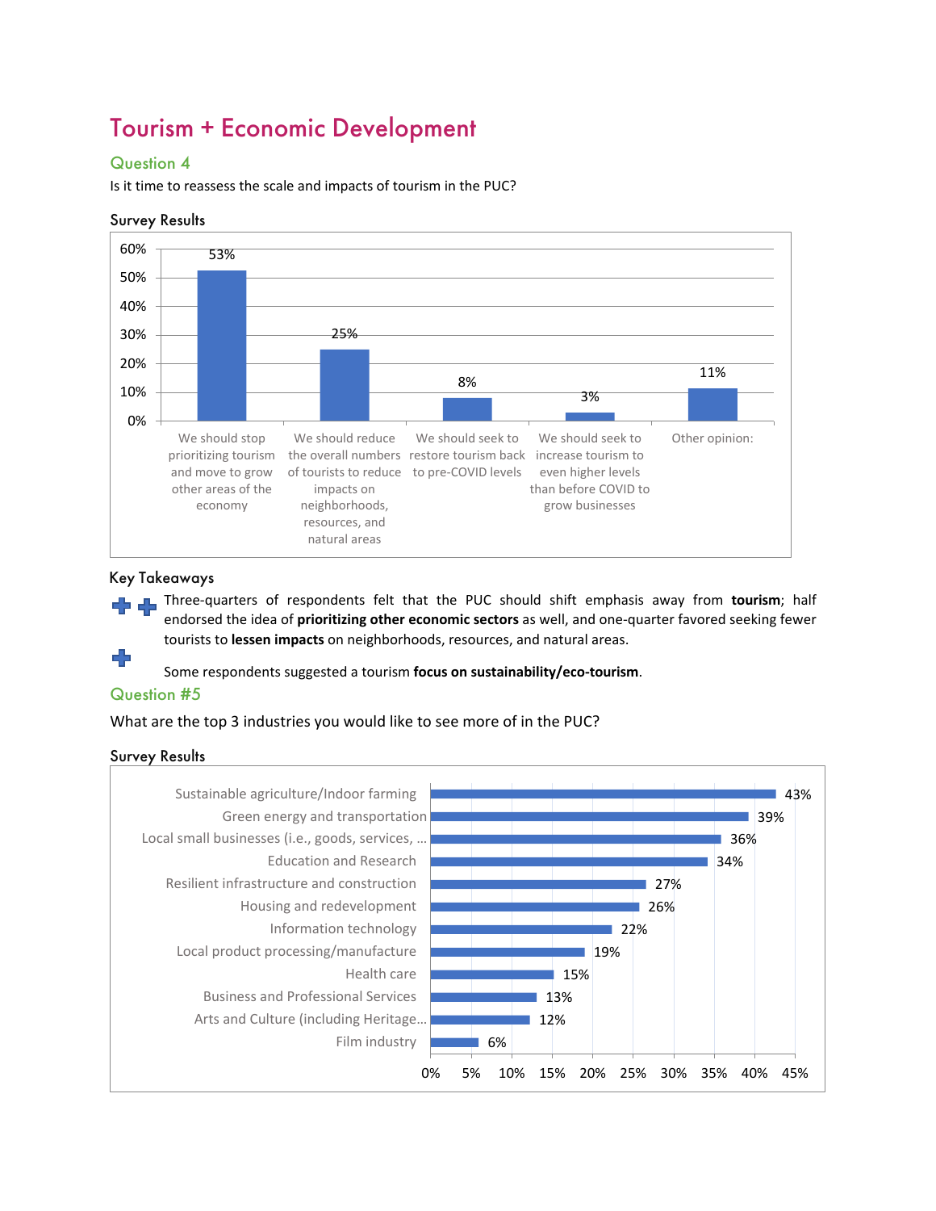# Tourism + Economic Development

## Question 4

Is it time to reassess the scale and impacts of tourism in the PUC?

### Survey Results

| Response | Percentage |
|---|---|
| We should stop prioritizing tourism and move to grow other areas of the economy | 53% |
| We should reduce the overall numbers of tourists to reduce impacts on neighborhoods, resources, and natural areas | 25% |
| We should seek to restore tourism back to pre-COVID levels | 8% |
| We should seek to increase tourism to even higher levels than before COVID to grow businesses | 3% |
| Other opinion: | 11% |

### Key Takeaways

- Three-quarters of respondents felt that the PUC should shift emphasis away from **tourism**; half endorsed the idea of **prioritizing other economic sectors** as well, and one-quarter favored seeking fewer tourists to **lessen impacts** on neighborhoods, resources, and natural areas.
- Some respondents suggested a tourism **focus on sustainability/eco-tourism**.

## Question #5

What are the top 3 industries you would like to see more of in the PUC?

### Survey Results

| Industry | Percentage |
|---|---|
| Sustainable agriculture/Indoor farming | 43% |
| Green energy and transportation | 39% |
| Local small businesses (i.e., goods, services, ... | 36% |
| Education and Research | 34% |
| Resilient infrastructure and construction | 27% |
| Housing and redevelopment | 26% |
| Information technology | 22% |
| Local product processing/manufacture | 19% |
| Health care | 15% |
| Business and Professional Services | 13% |
| Arts and Culture (including Heritage... | 12% |
| Film industry | 6% |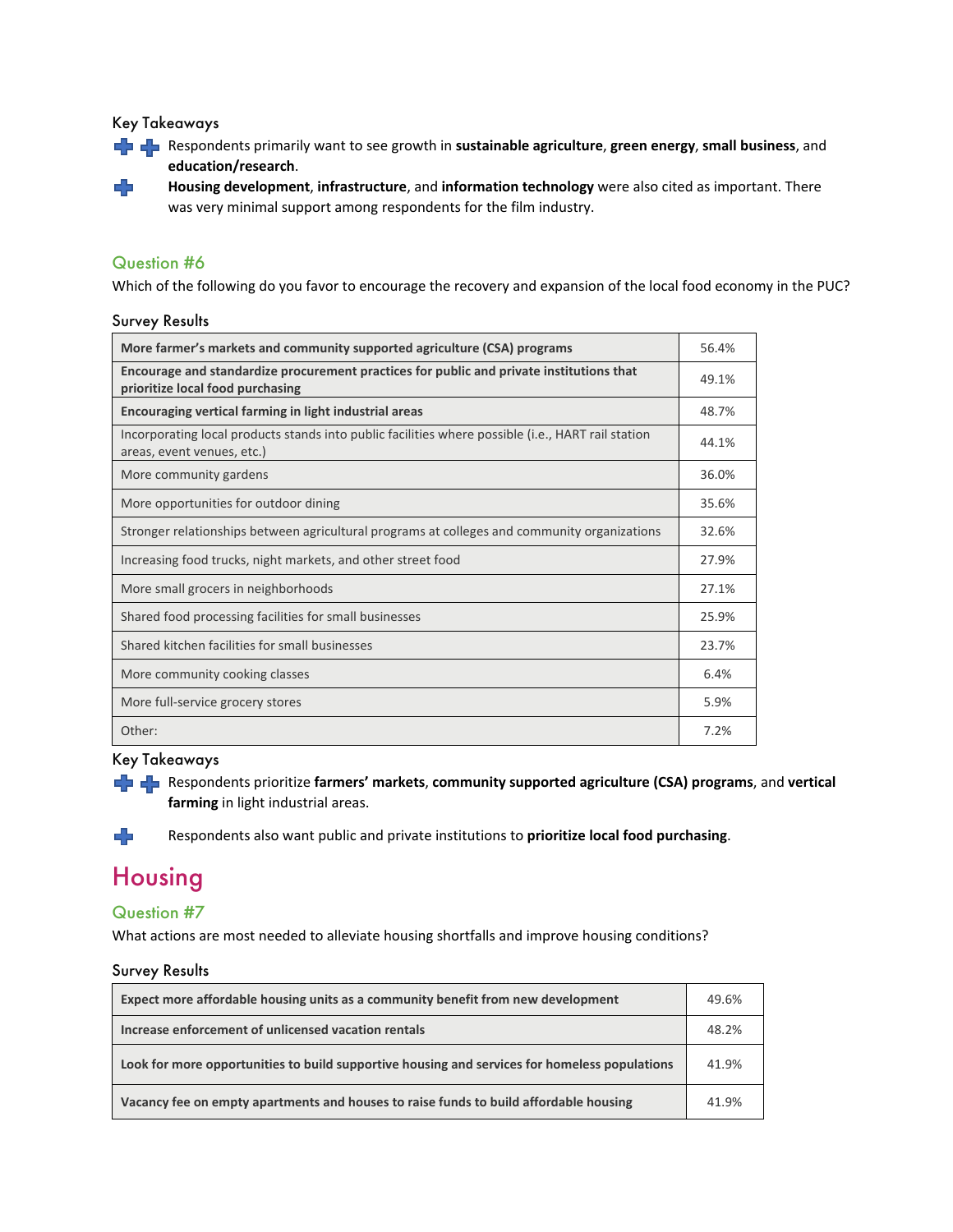### Key Takeaways

- Respondents primarily want to see growth in **sustainable agriculture**, **green energy**, **small business**, and **education/research**.
- **Housing development**, **infrastructure**, and **information technology** were also cited as important. There was very minimal support among respondents for the film industry.

## Question #6

Which of the following do you favor to encourage the recovery and expansion of the local food economy in the PUC?

### Survey Results

| Option | Percent |
| --- | --- |
| **More farmer's markets and community supported agriculture (CSA) programs** | 56.4% |
| **Encourage and standardize procurement practices for public and private institutions that prioritize local food purchasing** | 49.1% |
| **Encouraging vertical farming in light industrial areas** | 48.7% |
| Incorporating local products stands into public facilities where possible (i.e., HART rail station areas, event venues, etc.) | 44.1% |
| More community gardens | 36.0% |
| More opportunities for outdoor dining | 35.6% |
| Stronger relationships between agricultural programs at colleges and community organizations | 32.6% |
| Increasing food trucks, night markets, and other street food | 27.9% |
| More small grocers in neighborhoods | 27.1% |
| Shared food processing facilities for small businesses | 25.9% |
| Shared kitchen facilities for small businesses | 23.7% |
| More community cooking classes | 6.4% |
| More full-service grocery stores | 5.9% |
| Other: | 7.2% |

### Key Takeaways

- Respondents prioritize **farmers' markets**, **community supported agriculture (CSA) programs**, and **vertical farming** in light industrial areas.
- Respondents also want public and private institutions to **prioritize local food purchasing**.

# Housing

## Question #7

What actions are most needed to alleviate housing shortfalls and improve housing conditions?

### Survey Results

| Option | Percent |
| --- | --- |
| **Expect more affordable housing units as a community benefit from new development** | 49.6% |
| **Increase enforcement of unlicensed vacation rentals** | 48.2% |
| **Look for more opportunities to build supportive housing and services for homeless populations** | 41.9% |
| **Vacancy fee on empty apartments and houses to raise funds to build affordable housing** | 41.9% |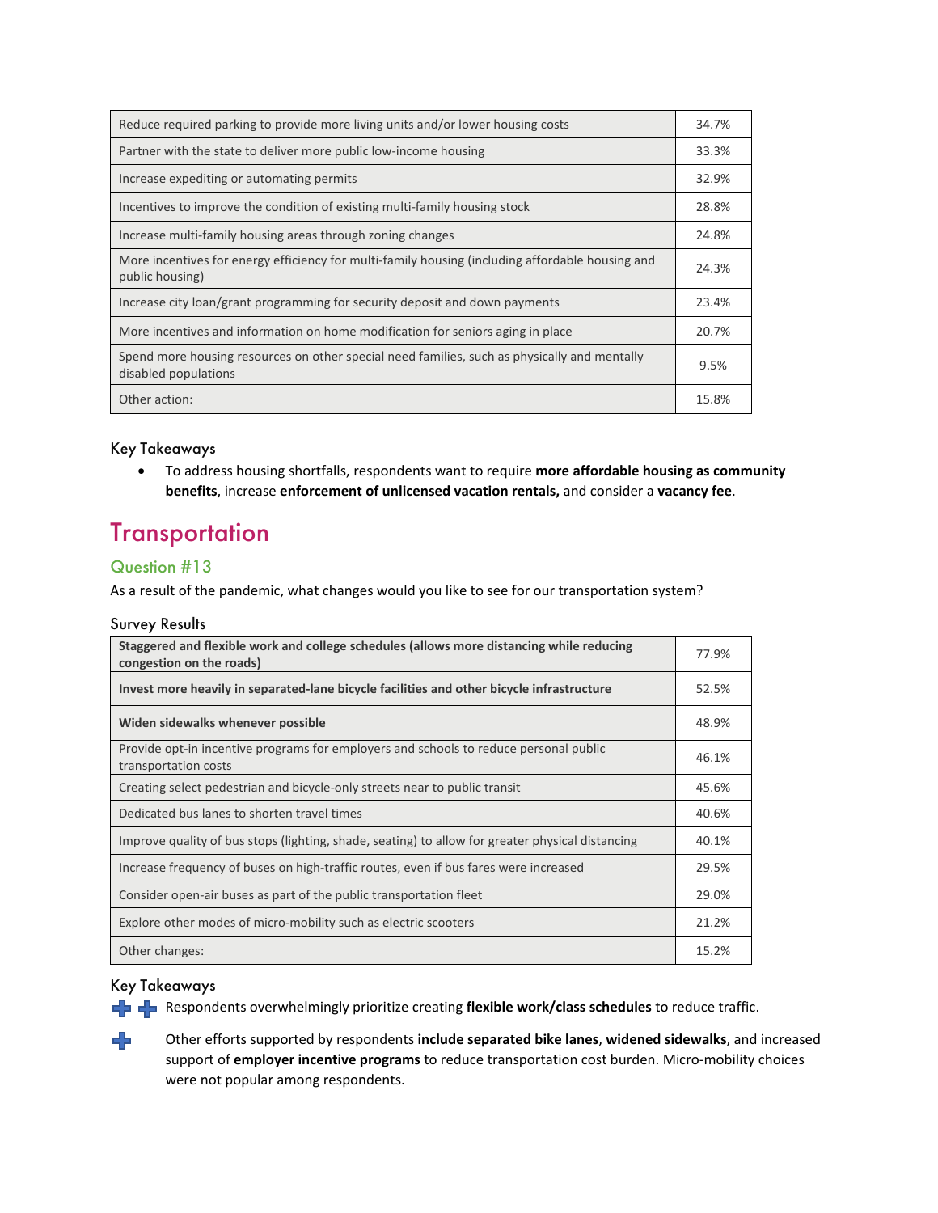| | |
|---|---|
| Reduce required parking to provide more living units and/or lower housing costs | 34.7% |
| Partner with the state to deliver more public low-income housing | 33.3% |
| Increase expediting or automating permits | 32.9% |
| Incentives to improve the condition of existing multi-family housing stock | 28.8% |
| Increase multi-family housing areas through zoning changes | 24.8% |
| More incentives for energy efficiency for multi-family housing (including affordable housing and public housing) | 24.3% |
| Increase city loan/grant programming for security deposit and down payments | 23.4% |
| More incentives and information on home modification for seniors aging in place | 20.7% |
| Spend more housing resources on other special need families, such as physically and mentally disabled populations | 9.5% |
| Other action: | 15.8% |

### Key Takeaways

- To address housing shortfalls, respondents want to require **more affordable housing as community benefits**, increase **enforcement of unlicensed vacation rentals,** and consider a **vacancy fee**.

# Transportation

## Question #13

As a result of the pandemic, what changes would you like to see for our transportation system?

### Survey Results

| | |
|---|---|
| **Staggered and flexible work and college schedules (allows more distancing while reducing congestion on the roads)** | 77.9% |
| **Invest more heavily in separated-lane bicycle facilities and other bicycle infrastructure** | 52.5% |
| **Widen sidewalks whenever possible** | 48.9% |
| Provide opt-in incentive programs for employers and schools to reduce personal public transportation costs | 46.1% |
| Creating select pedestrian and bicycle-only streets near to public transit | 45.6% |
| Dedicated bus lanes to shorten travel times | 40.6% |
| Improve quality of bus stops (lighting, shade, seating) to allow for greater physical distancing | 40.1% |
| Increase frequency of buses on high-traffic routes, even if bus fares were increased | 29.5% |
| Consider open-air buses as part of the public transportation fleet | 29.0% |
| Explore other modes of micro-mobility such as electric scooters | 21.2% |
| Other changes: | 15.2% |

### Key Takeaways

- Respondents overwhelmingly prioritize creating **flexible work/class schedules** to reduce traffic.
- Other efforts supported by respondents **include separated bike lanes**, **widened sidewalks**, and increased support of **employer incentive programs** to reduce transportation cost burden. Micro-mobility choices were not popular among respondents.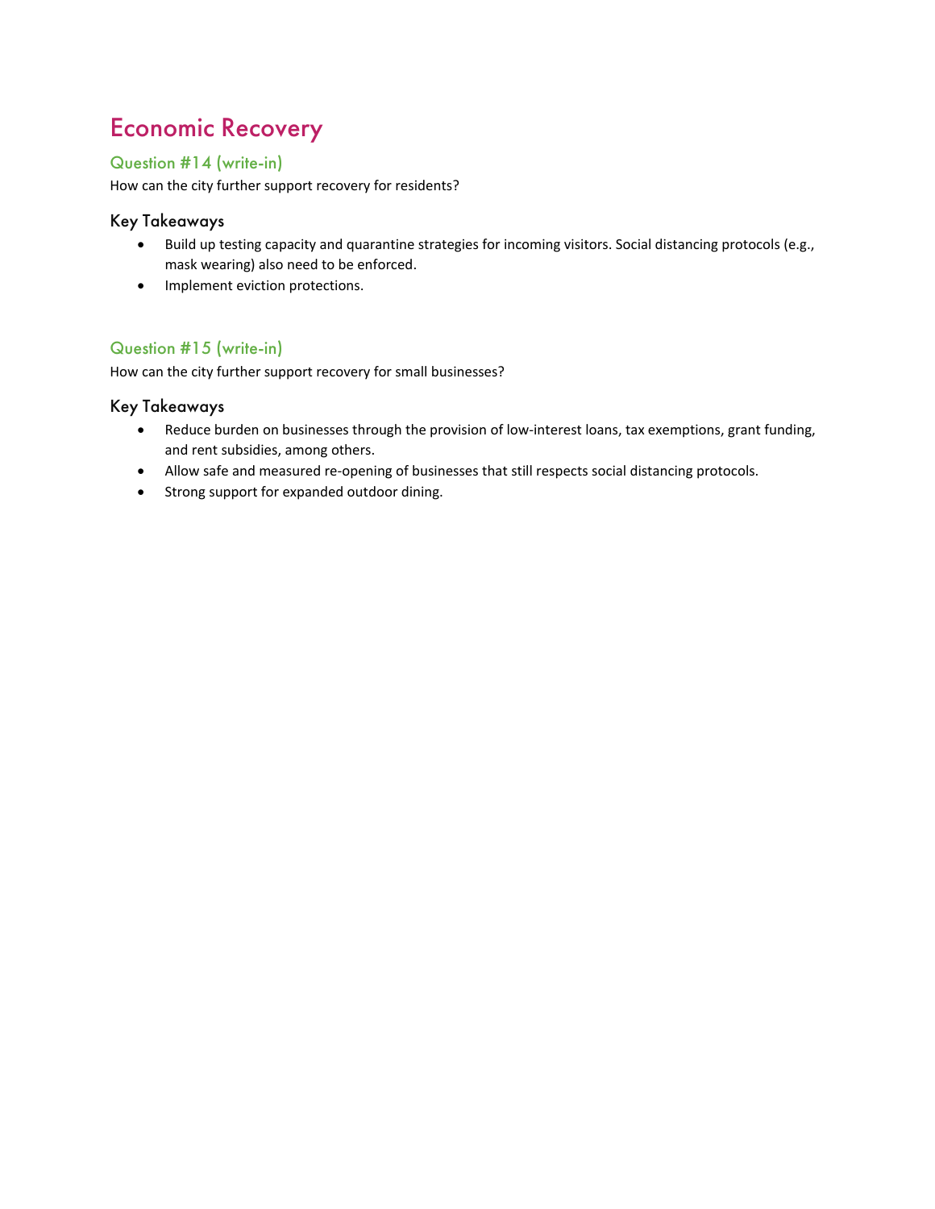# Economic Recovery

## Question #14 (write-in)

How can the city further support recovery for residents?

### Key Takeaways

- Build up testing capacity and quarantine strategies for incoming visitors. Social distancing protocols (e.g., mask wearing) also need to be enforced.
- Implement eviction protections.

## Question #15 (write-in)

How can the city further support recovery for small businesses?

### Key Takeaways

- Reduce burden on businesses through the provision of low-interest loans, tax exemptions, grant funding, and rent subsidies, among others.
- Allow safe and measured re-opening of businesses that still respects social distancing protocols.
- Strong support for expanded outdoor dining.